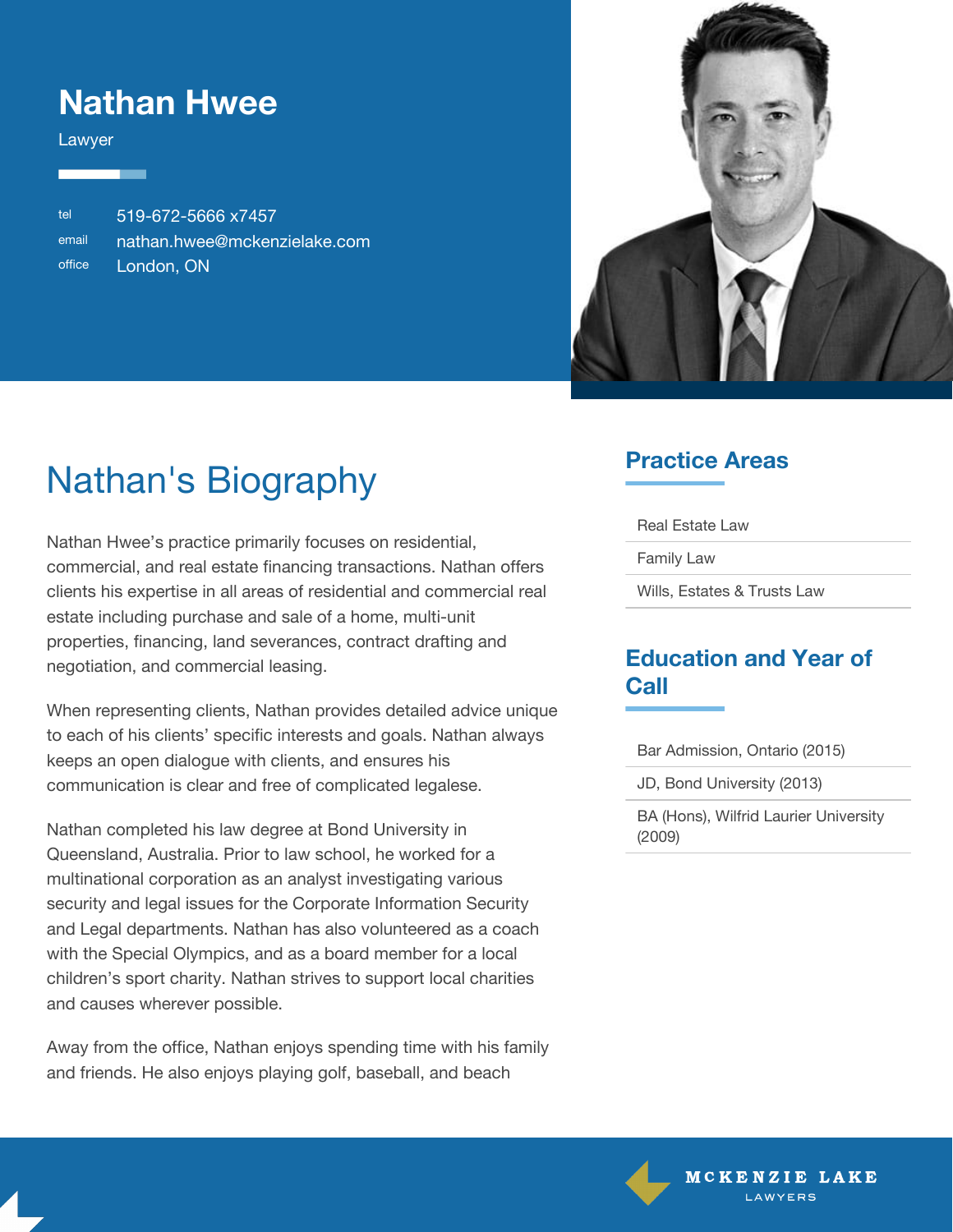# Nathan Hwee

Lawyer

tel 519-672-5666 x7457
email nathan.hwee@mckenzielake.com
office London, ON

## Nathan's Biography

Nathan Hwee's practice primarily focuses on residential, commercial, and real estate financing transactions. Nathan offers clients his expertise in all areas of residential and commercial real estate including purchase and sale of a home, multi-unit properties, financing, land severances, contract drafting and negotiation, and commercial leasing.

When representing clients, Nathan provides detailed advice unique to each of his clients' specific interests and goals. Nathan always keeps an open dialogue with clients, and ensures his communication is clear and free of complicated legalese.

Nathan completed his law degree at Bond University in Queensland, Australia. Prior to law school, he worked for a multinational corporation as an analyst investigating various security and legal issues for the Corporate Information Security and Legal departments. Nathan has also volunteered as a coach with the Special Olympics, and as a board member for a local children's sport charity. Nathan strives to support local charities and causes wherever possible.

Away from the office, Nathan enjoys spending time with his family and friends. He also enjoys playing golf, baseball, and beach

## Practice Areas

- Real Estate Law
- Family Law
- Wills, Estates & Trusts Law

## Education and Year of Call

- Bar Admission, Ontario (2015)
- JD, Bond University (2013)
- BA (Hons), Wilfrid Laurier University (2009)

MCKENZIE LAKE LAWYERS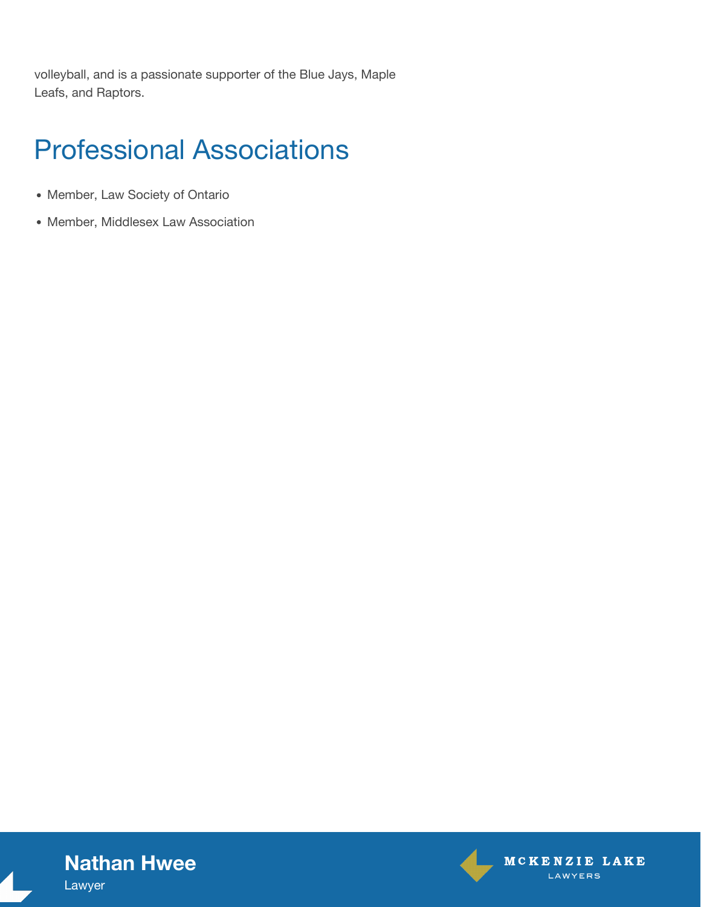volleyball, and is a passionate supporter of the Blue Jays, Maple Leafs, and Raptors.

## Professional Associations

- Member, Law Society of Ontario
- Member, Middlesex Law Association